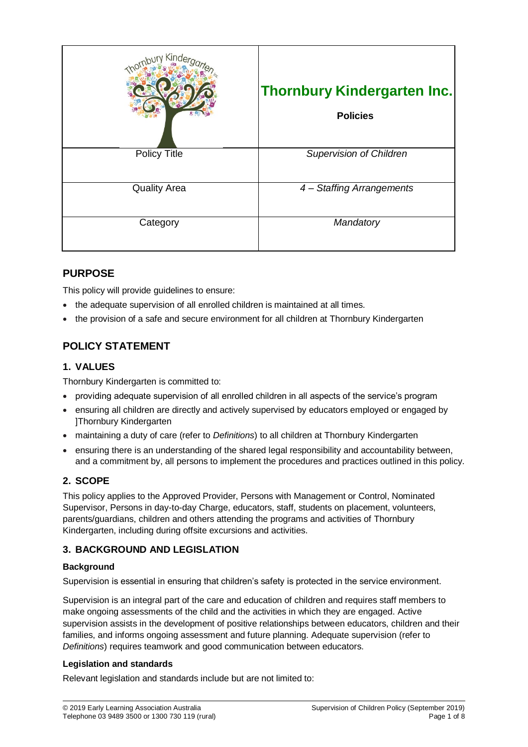| | **Thornbury Kindergarten Inc.**<br>**Policies** |
|---|---|
| Policy Title | *Supervision of Children* |
| Quality Area | *4 – Staffing Arrangements* |
| Category | *Mandatory* |

## PURPOSE

This policy will provide guidelines to ensure:

- the adequate supervision of all enrolled children is maintained at all times.
- the provision of a safe and secure environment for all children at Thornbury Kindergarten

## POLICY STATEMENT

### 1. VALUES

Thornbury Kindergarten is committed to:

- providing adequate supervision of all enrolled children in all aspects of the service's program
- ensuring all children are directly and actively supervised by educators employed or engaged by ]Thornbury Kindergarten
- maintaining a duty of care (refer to *Definitions*) to all children at Thornbury Kindergarten
- ensuring there is an understanding of the shared legal responsibility and accountability between, and a commitment by, all persons to implement the procedures and practices outlined in this policy.

### 2. SCOPE

This policy applies to the Approved Provider, Persons with Management or Control, Nominated Supervisor, Persons in day-to-day Charge, educators, staff, students on placement, volunteers, parents/guardians, children and others attending the programs and activities of Thornbury Kindergarten, including during offsite excursions and activities.

### 3. BACKGROUND AND LEGISLATION

#### Background

Supervision is essential in ensuring that children's safety is protected in the service environment.

Supervision is an integral part of the care and education of children and requires staff members to make ongoing assessments of the child and the activities in which they are engaged. Active supervision assists in the development of positive relationships between educators, children and their families, and informs ongoing assessment and future planning. Adequate supervision (refer to *Definitions*) requires teamwork and good communication between educators.

#### Legislation and standards

Relevant legislation and standards include but are not limited to: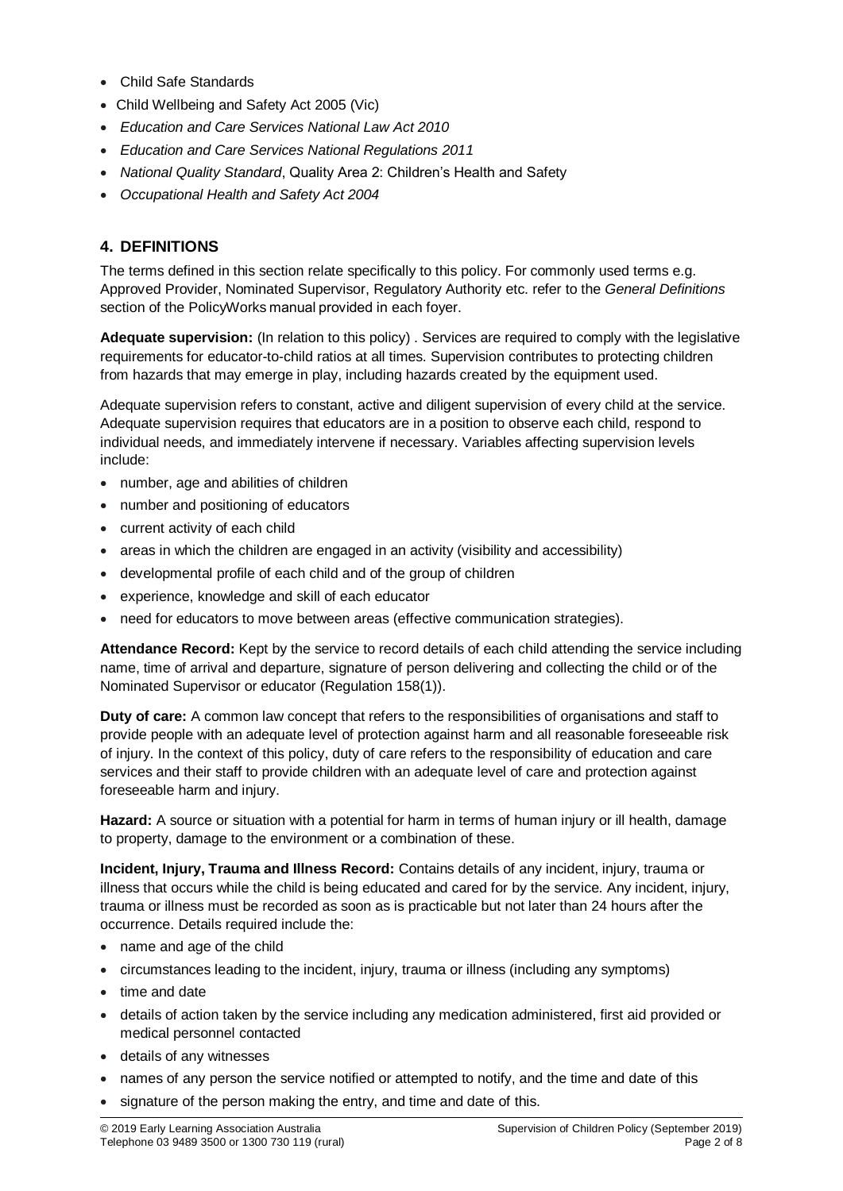- Child Safe Standards
- Child Wellbeing and Safety Act 2005 (Vic)
- *Education and Care Services National Law Act 2010*
- *Education and Care Services National Regulations 2011*
- *National Quality Standard*, Quality Area 2: Children's Health and Safety
- *Occupational Health and Safety Act 2004*

## 4. DEFINITIONS

The terms defined in this section relate specifically to this policy. For commonly used terms e.g. Approved Provider, Nominated Supervisor, Regulatory Authority etc. refer to the *General Definitions* section of the PolicyWorks manual provided in each foyer.

**Adequate supervision:** (In relation to this policy) . Services are required to comply with the legislative requirements for educator-to-child ratios at all times. Supervision contributes to protecting children from hazards that may emerge in play, including hazards created by the equipment used.

Adequate supervision refers to constant, active and diligent supervision of every child at the service. Adequate supervision requires that educators are in a position to observe each child, respond to individual needs, and immediately intervene if necessary. Variables affecting supervision levels include:

- number, age and abilities of children
- number and positioning of educators
- current activity of each child
- areas in which the children are engaged in an activity (visibility and accessibility)
- developmental profile of each child and of the group of children
- experience, knowledge and skill of each educator
- need for educators to move between areas (effective communication strategies).

**Attendance Record:** Kept by the service to record details of each child attending the service including name, time of arrival and departure, signature of person delivering and collecting the child or of the Nominated Supervisor or educator (Regulation 158(1)).

**Duty of care:** A common law concept that refers to the responsibilities of organisations and staff to provide people with an adequate level of protection against harm and all reasonable foreseeable risk of injury. In the context of this policy, duty of care refers to the responsibility of education and care services and their staff to provide children with an adequate level of care and protection against foreseeable harm and injury.

**Hazard:** A source or situation with a potential for harm in terms of human injury or ill health, damage to property, damage to the environment or a combination of these.

**Incident, Injury, Trauma and Illness Record:** Contains details of any incident, injury, trauma or illness that occurs while the child is being educated and cared for by the service. Any incident, injury, trauma or illness must be recorded as soon as is practicable but not later than 24 hours after the occurrence. Details required include the:

- name and age of the child
- circumstances leading to the incident, injury, trauma or illness (including any symptoms)
- time and date
- details of action taken by the service including any medication administered, first aid provided or medical personnel contacted
- details of any witnesses
- names of any person the service notified or attempted to notify, and the time and date of this
- signature of the person making the entry, and time and date of this.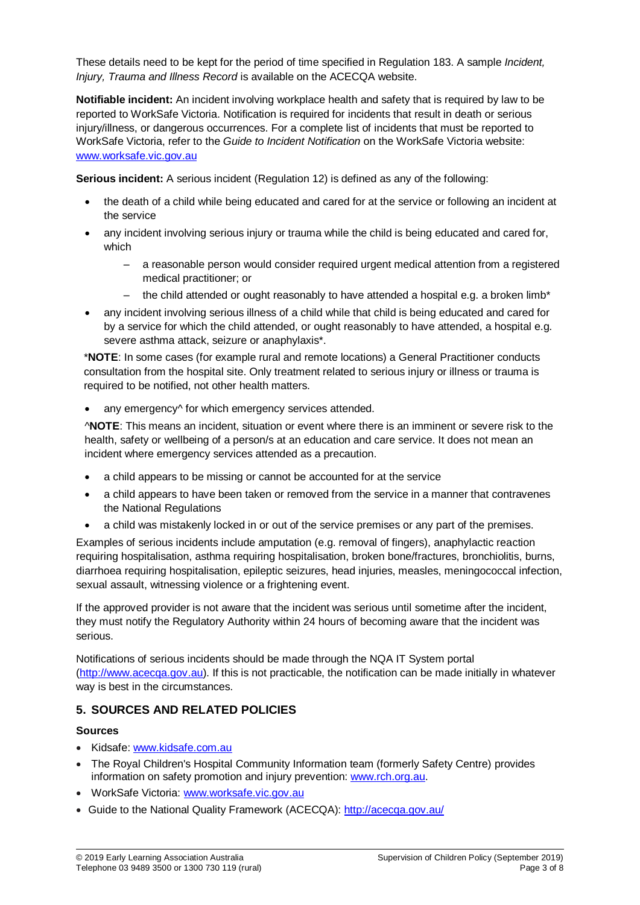These details need to be kept for the period of time specified in Regulation 183. A sample *Incident, Injury, Trauma and Illness Record* is available on the ACECQA website.

**Notifiable incident:** An incident involving workplace health and safety that is required by law to be reported to WorkSafe Victoria. Notification is required for incidents that result in death or serious injury/illness, or dangerous occurrences. For a complete list of incidents that must be reported to WorkSafe Victoria, refer to the *Guide to Incident Notification* on the WorkSafe Victoria website: [www.worksafe.vic.gov.au](www.worksafe.vic.gov.au)

**Serious incident:** A serious incident (Regulation 12) is defined as any of the following:

- the death of a child while being educated and cared for at the service or following an incident at the service
- any incident involving serious injury or trauma while the child is being educated and cared for, which
  - a reasonable person would consider required urgent medical attention from a registered medical practitioner; or
  - the child attended or ought reasonably to have attended a hospital e.g. a broken limb*
- any incident involving serious illness of a child while that child is being educated and cared for by a service for which the child attended, or ought reasonably to have attended, a hospital e.g. severe asthma attack, seizure or anaphylaxis*.

  ***NOTE**: In some cases (for example rural and remote locations) a General Practitioner conducts consultation from the hospital site. Only treatment related to serious injury or illness or trauma is required to be notified, not other health matters.

- any emergency^ for which emergency services attended.

  ^**NOTE**: This means an incident, situation or event where there is an imminent or severe risk to the health, safety or wellbeing of a person/s at an education and care service. It does not mean an incident where emergency services attended as a precaution.

- a child appears to be missing or cannot be accounted for at the service
- a child appears to have been taken or removed from the service in a manner that contravenes the National Regulations
- a child was mistakenly locked in or out of the service premises or any part of the premises.

Examples of serious incidents include amputation (e.g. removal of fingers), anaphylactic reaction requiring hospitalisation, asthma requiring hospitalisation, broken bone/fractures, bronchiolitis, burns, diarrhoea requiring hospitalisation, epileptic seizures, head injuries, measles, meningococcal infection, sexual assault, witnessing violence or a frightening event.

If the approved provider is not aware that the incident was serious until sometime after the incident, they must notify the Regulatory Authority within 24 hours of becoming aware that the incident was serious.

Notifications of serious incidents should be made through the NQA IT System portal ([http://www.acecqa.gov.au](http://www.acecqa.gov.au)). If this is not practicable, the notification can be made initially in whatever way is best in the circumstances.

## 5. SOURCES AND RELATED POLICIES

### Sources

- Kidsafe: [www.kidsafe.com.au](www.kidsafe.com.au)
- The Royal Children's Hospital Community Information team (formerly Safety Centre) provides information on safety promotion and injury prevention: [www.rch.org.au](www.rch.org.au).
- WorkSafe Victoria: [www.worksafe.vic.gov.au](www.worksafe.vic.gov.au)
- Guide to the National Quality Framework (ACECQA): [http://acecqa.gov.au/](http://acecqa.gov.au/)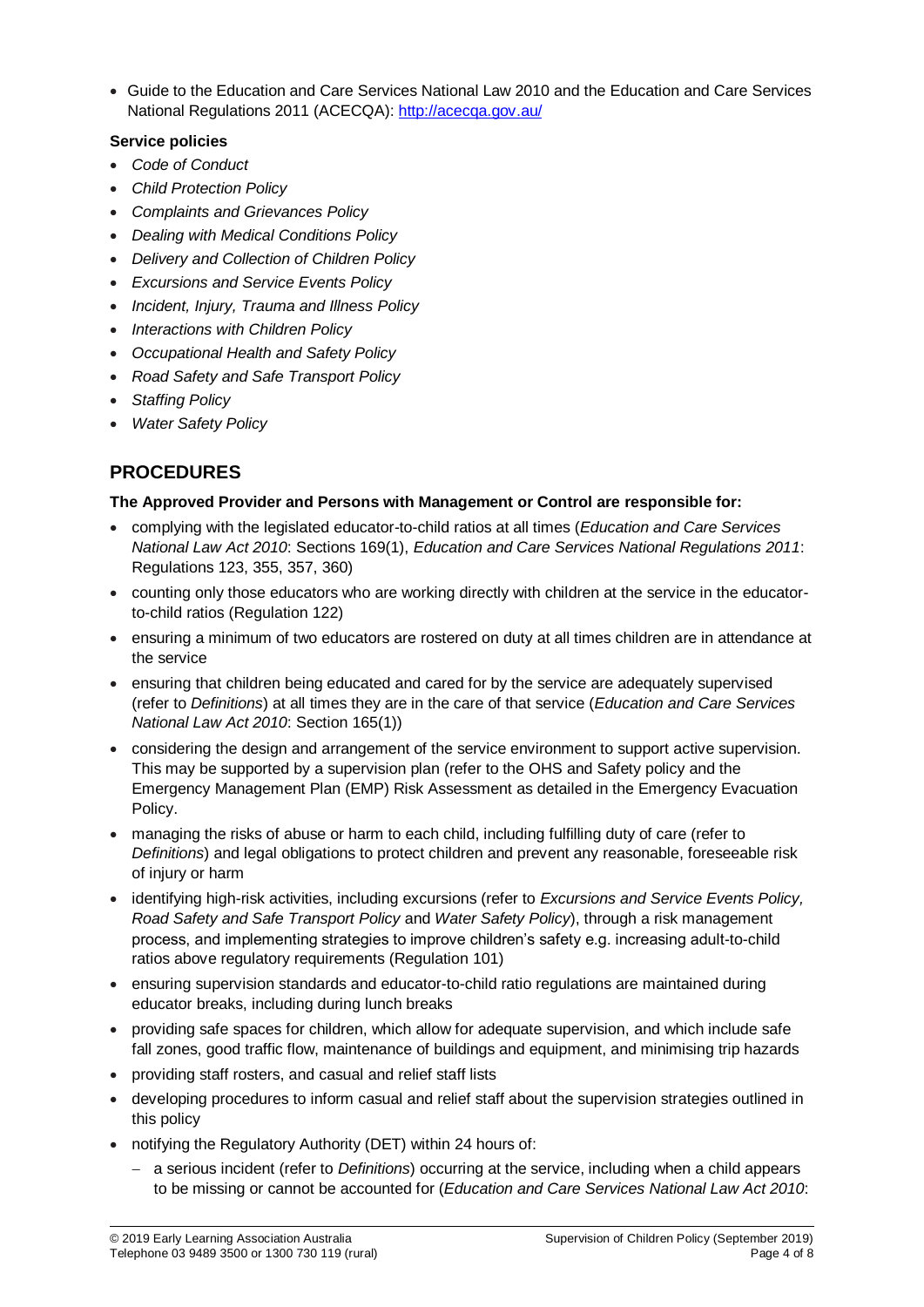- Guide to the Education and Care Services National Law 2010 and the Education and Care Services National Regulations 2011 (ACECQA): http://acecqa.gov.au/

**Service policies**

- *Code of Conduct*
- *Child Protection Policy*
- *Complaints and Grievances Policy*
- *Dealing with Medical Conditions Policy*
- *Delivery and Collection of Children Policy*
- *Excursions and Service Events Policy*
- *Incident, Injury, Trauma and Illness Policy*
- *Interactions with Children Policy*
- *Occupational Health and Safety Policy*
- *Road Safety and Safe Transport Policy*
- *Staffing Policy*
- *Water Safety Policy*

## PROCEDURES

**The Approved Provider and Persons with Management or Control are responsible for:**

- complying with the legislated educator-to-child ratios at all times (*Education and Care Services National Law Act 2010*: Sections 169(1), *Education and Care Services National Regulations 2011*: Regulations 123, 355, 357, 360)
- counting only those educators who are working directly with children at the service in the educator-to-child ratios (Regulation 122)
- ensuring a minimum of two educators are rostered on duty at all times children are in attendance at the service
- ensuring that children being educated and cared for by the service are adequately supervised (refer to *Definitions*) at all times they are in the care of that service (*Education and Care Services National Law Act 2010*: Section 165(1))
- considering the design and arrangement of the service environment to support active supervision. This may be supported by a supervision plan (refer to the OHS and Safety policy and the Emergency Management Plan (EMP) Risk Assessment as detailed in the Emergency Evacuation Policy.
- managing the risks of abuse or harm to each child, including fulfilling duty of care (refer to *Definitions*) and legal obligations to protect children and prevent any reasonable, foreseeable risk of injury or harm
- identifying high-risk activities, including excursions (refer to *Excursions and Service Events Policy, Road Safety and Safe Transport Policy* and *Water Safety Policy*), through a risk management process, and implementing strategies to improve children's safety e.g. increasing adult-to-child ratios above regulatory requirements (Regulation 101)
- ensuring supervision standards and educator-to-child ratio regulations are maintained during educator breaks, including during lunch breaks
- providing safe spaces for children, which allow for adequate supervision, and which include safe fall zones, good traffic flow, maintenance of buildings and equipment, and minimising trip hazards
- providing staff rosters, and casual and relief staff lists
- developing procedures to inform casual and relief staff about the supervision strategies outlined in this policy
- notifying the Regulatory Authority (DET) within 24 hours of:
  - a serious incident (refer to *Definitions*) occurring at the service, including when a child appears to be missing or cannot be accounted for (*Education and Care Services National Law Act 2010*: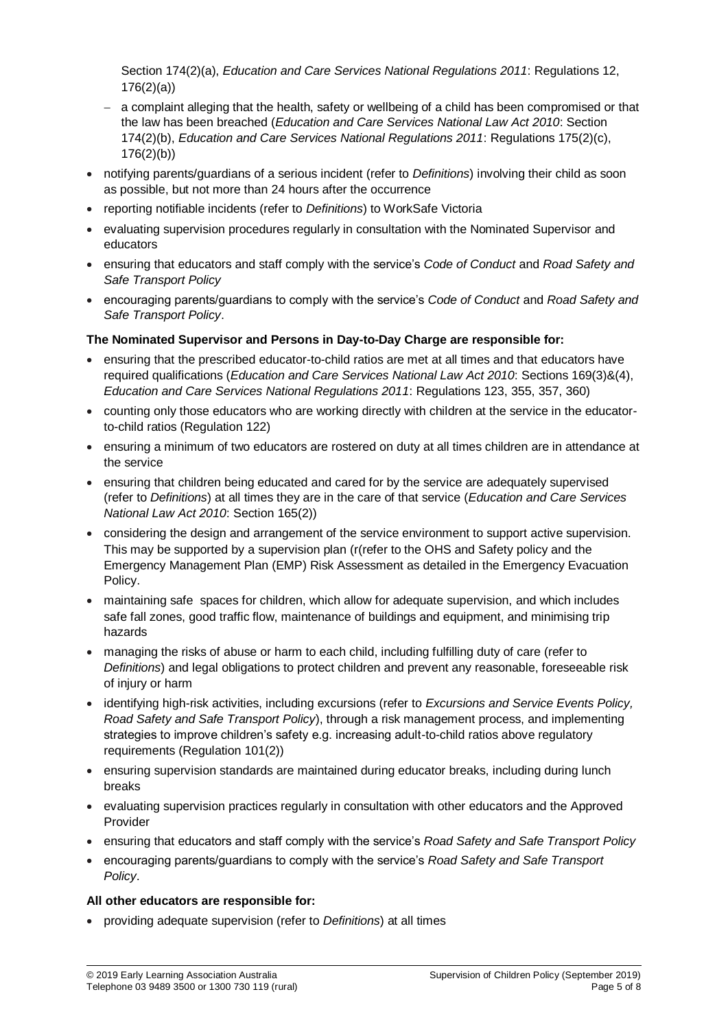Section 174(2)(a), *Education and Care Services National Regulations 2011*: Regulations 12, 176(2)(a))

  - a complaint alleging that the health, safety or wellbeing of a child has been compromised or that the law has been breached (*Education and Care Services National Law Act 2010*: Section 174(2)(b), *Education and Care Services National Regulations 2011*: Regulations 175(2)(c), 176(2)(b))
- notifying parents/guardians of a serious incident (refer to *Definitions*) involving their child as soon as possible, but not more than 24 hours after the occurrence
- reporting notifiable incidents (refer to *Definitions*) to WorkSafe Victoria
- evaluating supervision procedures regularly in consultation with the Nominated Supervisor and educators
- ensuring that educators and staff comply with the service's *Code of Conduct* and *Road Safety and Safe Transport Policy*
- encouraging parents/guardians to comply with the service's *Code of Conduct* and *Road Safety and Safe Transport Policy*.

**The Nominated Supervisor and Persons in Day-to-Day Charge are responsible for:**

- ensuring that the prescribed educator-to-child ratios are met at all times and that educators have required qualifications (*Education and Care Services National Law Act 2010*: Sections 169(3)&(4), *Education and Care Services National Regulations 2011*: Regulations 123, 355, 357, 360)
- counting only those educators who are working directly with children at the service in the educator-to-child ratios (Regulation 122)
- ensuring a minimum of two educators are rostered on duty at all times children are in attendance at the service
- ensuring that children being educated and cared for by the service are adequately supervised (refer to *Definitions*) at all times they are in the care of that service (*Education and Care Services National Law Act 2010*: Section 165(2))
- considering the design and arrangement of the service environment to support active supervision. This may be supported by a supervision plan (r(refer to the OHS and Safety policy and the Emergency Management Plan (EMP) Risk Assessment as detailed in the Emergency Evacuation Policy.
- maintaining safe spaces for children, which allow for adequate supervision, and which includes safe fall zones, good traffic flow, maintenance of buildings and equipment, and minimising trip hazards
- managing the risks of abuse or harm to each child, including fulfilling duty of care (refer to *Definitions*) and legal obligations to protect children and prevent any reasonable, foreseeable risk of injury or harm
- identifying high-risk activities, including excursions (refer to *Excursions and Service Events Policy, Road Safety and Safe Transport Policy*), through a risk management process, and implementing strategies to improve children's safety e.g. increasing adult-to-child ratios above regulatory requirements (Regulation 101(2))
- ensuring supervision standards are maintained during educator breaks, including during lunch breaks
- evaluating supervision practices regularly in consultation with other educators and the Approved Provider
- ensuring that educators and staff comply with the service's *Road Safety and Safe Transport Policy*
- encouraging parents/guardians to comply with the service's *Road Safety and Safe Transport Policy*.

**All other educators are responsible for:**

- providing adequate supervision (refer to *Definitions*) at all times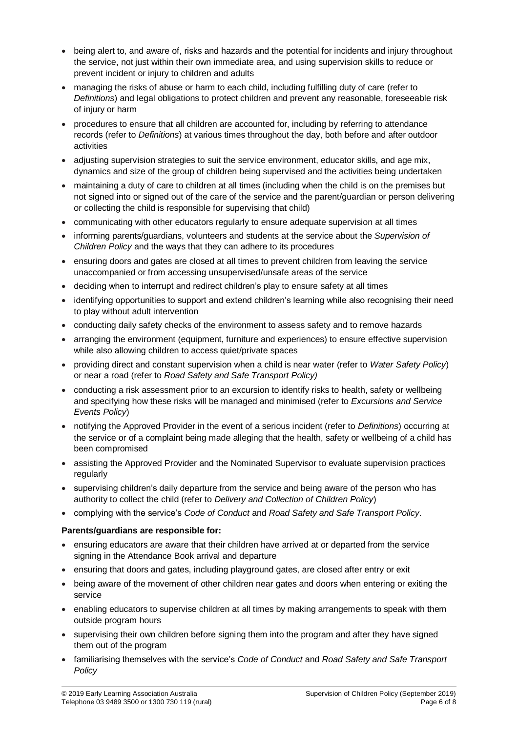- being alert to, and aware of, risks and hazards and the potential for incidents and injury throughout the service, not just within their own immediate area, and using supervision skills to reduce or prevent incident or injury to children and adults
- managing the risks of abuse or harm to each child, including fulfilling duty of care (refer to *Definitions*) and legal obligations to protect children and prevent any reasonable, foreseeable risk of injury or harm
- procedures to ensure that all children are accounted for, including by referring to attendance records (refer to *Definitions*) at various times throughout the day, both before and after outdoor activities
- adjusting supervision strategies to suit the service environment, educator skills, and age mix, dynamics and size of the group of children being supervised and the activities being undertaken
- maintaining a duty of care to children at all times (including when the child is on the premises but not signed into or signed out of the care of the service and the parent/guardian or person delivering or collecting the child is responsible for supervising that child)
- communicating with other educators regularly to ensure adequate supervision at all times
- informing parents/guardians, volunteers and students at the service about the *Supervision of Children Policy* and the ways that they can adhere to its procedures
- ensuring doors and gates are closed at all times to prevent children from leaving the service unaccompanied or from accessing unsupervised/unsafe areas of the service
- deciding when to interrupt and redirect children's play to ensure safety at all times
- identifying opportunities to support and extend children's learning while also recognising their need to play without adult intervention
- conducting daily safety checks of the environment to assess safety and to remove hazards
- arranging the environment (equipment, furniture and experiences) to ensure effective supervision while also allowing children to access quiet/private spaces
- providing direct and constant supervision when a child is near water (refer to *Water Safety Policy*) or near a road (refer to *Road Safety and Safe Transport Policy)*
- conducting a risk assessment prior to an excursion to identify risks to health, safety or wellbeing and specifying how these risks will be managed and minimised (refer to *Excursions and Service Events Policy*)
- notifying the Approved Provider in the event of a serious incident (refer to *Definitions*) occurring at the service or of a complaint being made alleging that the health, safety or wellbeing of a child has been compromised
- assisting the Approved Provider and the Nominated Supervisor to evaluate supervision practices regularly
- supervising children's daily departure from the service and being aware of the person who has authority to collect the child (refer to *Delivery and Collection of Children Policy*)
- complying with the service's *Code of Conduct* and *Road Safety and Safe Transport Policy*.

**Parents/guardians are responsible for:**

- ensuring educators are aware that their children have arrived at or departed from the service signing in the Attendance Book arrival and departure
- ensuring that doors and gates, including playground gates, are closed after entry or exit
- being aware of the movement of other children near gates and doors when entering or exiting the service
- enabling educators to supervise children at all times by making arrangements to speak with them outside program hours
- supervising their own children before signing them into the program and after they have signed them out of the program
- familiarising themselves with the service's *Code of Conduct* and *Road Safety and Safe Transport Policy*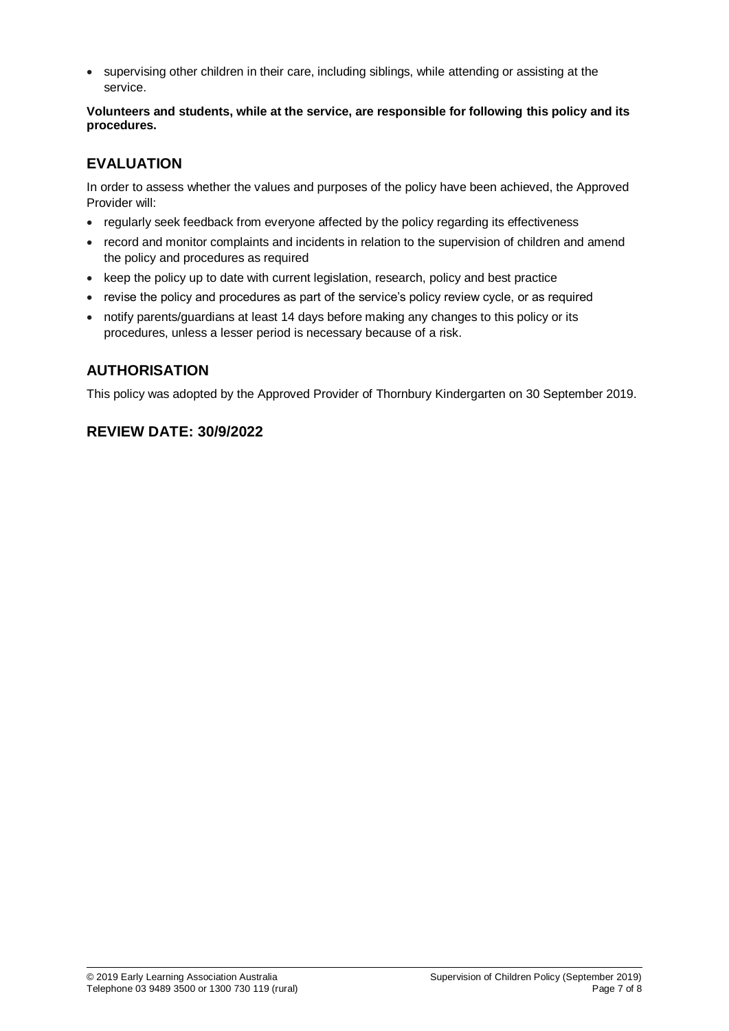- supervising other children in their care, including siblings, while attending or assisting at the service.

**Volunteers and students, while at the service, are responsible for following this policy and its procedures.**

## EVALUATION

In order to assess whether the values and purposes of the policy have been achieved, the Approved Provider will:

- regularly seek feedback from everyone affected by the policy regarding its effectiveness
- record and monitor complaints and incidents in relation to the supervision of children and amend the policy and procedures as required
- keep the policy up to date with current legislation, research, policy and best practice
- revise the policy and procedures as part of the service's policy review cycle, or as required
- notify parents/guardians at least 14 days before making any changes to this policy or its procedures, unless a lesser period is necessary because of a risk.

## AUTHORISATION

This policy was adopted by the Approved Provider of Thornbury Kindergarten on 30 September 2019.

## REVIEW DATE: 30/9/2022